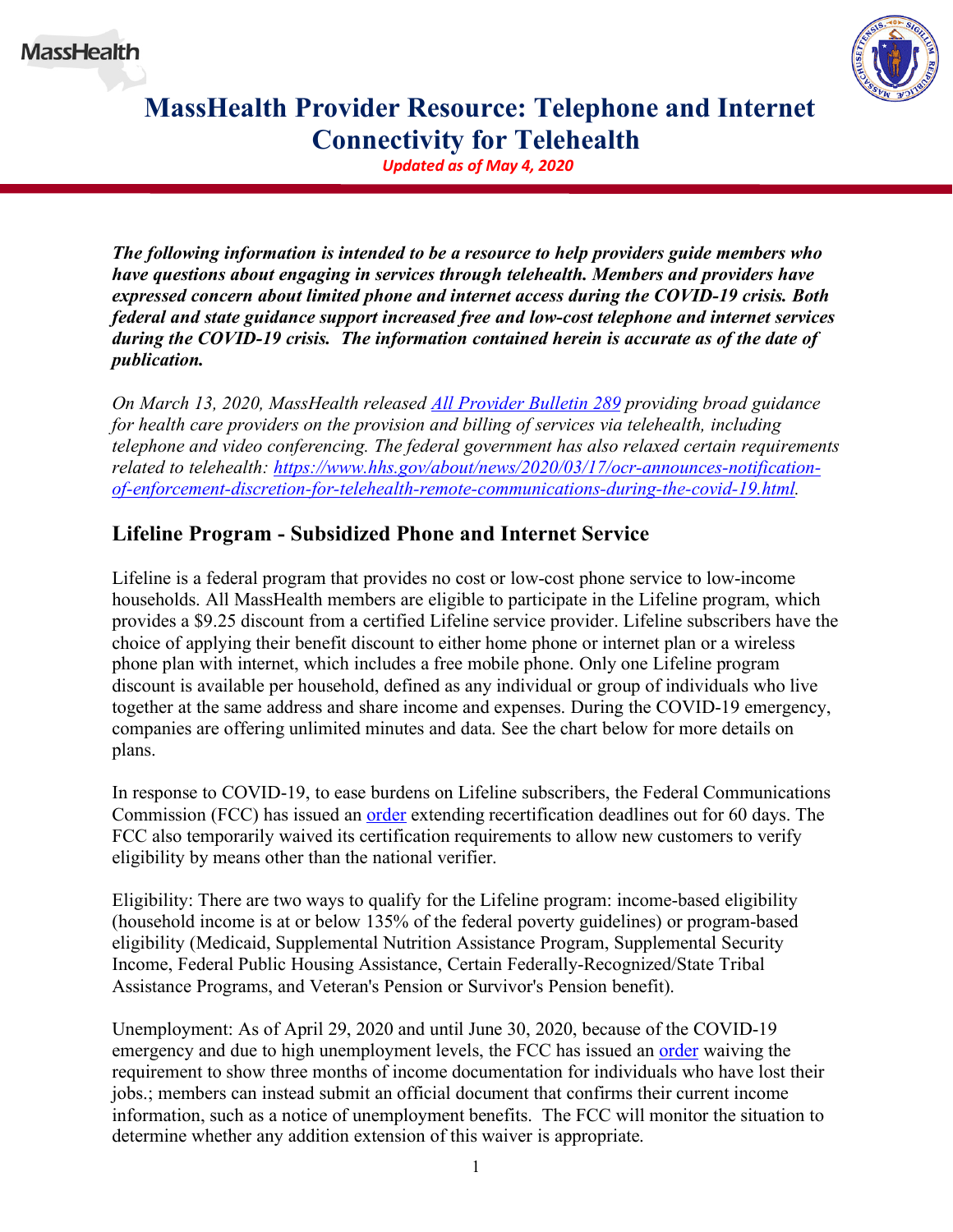# MassHealth Provider Resource: Telephone and Internet Connectivity for Telehealth

*Updated as of May 4, 2020*

***The following information is intended to be a resource to help providers guide members who have questions about engaging in services through telehealth. Members and providers have expressed concern about limited phone and internet access during the COVID-19 crisis. Both federal and state guidance support increased free and low-cost telephone and internet services during the COVID-19 crisis. The information contained herein is accurate as of the date of publication.***

*On March 13, 2020, MassHealth released [All Provider Bulletin 289](#) providing broad guidance for health care providers on the provision and billing of services via telehealth, including telephone and video conferencing. The federal government has also relaxed certain requirements related to telehealth: [https://www.hhs.gov/about/news/2020/03/17/ocr-announces-notification-of-enforcement-discretion-for-telehealth-remote-communications-during-the-covid-19.html](https://www.hhs.gov/about/news/2020/03/17/ocr-announces-notification-of-enforcement-discretion-for-telehealth-remote-communications-during-the-covid-19.html).*

## Lifeline Program - Subsidized Phone and Internet Service

Lifeline is a federal program that provides no cost or low-cost phone service to low-income households. All MassHealth members are eligible to participate in the Lifeline program, which provides a $9.25 discount from a certified Lifeline service provider. Lifeline subscribers have the choice of applying their benefit discount to either home phone or internet plan or a wireless phone plan with internet, which includes a free mobile phone. Only one Lifeline program discount is available per household, defined as any individual or group of individuals who live together at the same address and share income and expenses. During the COVID-19 emergency, companies are offering unlimited minutes and data. See the chart below for more details on plans.

In response to COVID-19, to ease burdens on Lifeline subscribers, the Federal Communications Commission (FCC) has issued an [order](#) extending recertification deadlines out for 60 days. The FCC also temporarily waived its certification requirements to allow new customers to verify eligibility by means other than the national verifier.

Eligibility: There are two ways to qualify for the Lifeline program: income-based eligibility (household income is at or below 135% of the federal poverty guidelines) or program-based eligibility (Medicaid, Supplemental Nutrition Assistance Program, Supplemental Security Income, Federal Public Housing Assistance, Certain Federally-Recognized/State Tribal Assistance Programs, and Veteran's Pension or Survivor's Pension benefit).

Unemployment: As of April 29, 2020 and until June 30, 2020, because of the COVID-19 emergency and due to high unemployment levels, the FCC has issued an [order](#) waiving the requirement to show three months of income documentation for individuals who have lost their jobs.; members can instead submit an official document that confirms their current income information, such as a notice of unemployment benefits. The FCC will monitor the situation to determine whether any addition extension of this waiver is appropriate.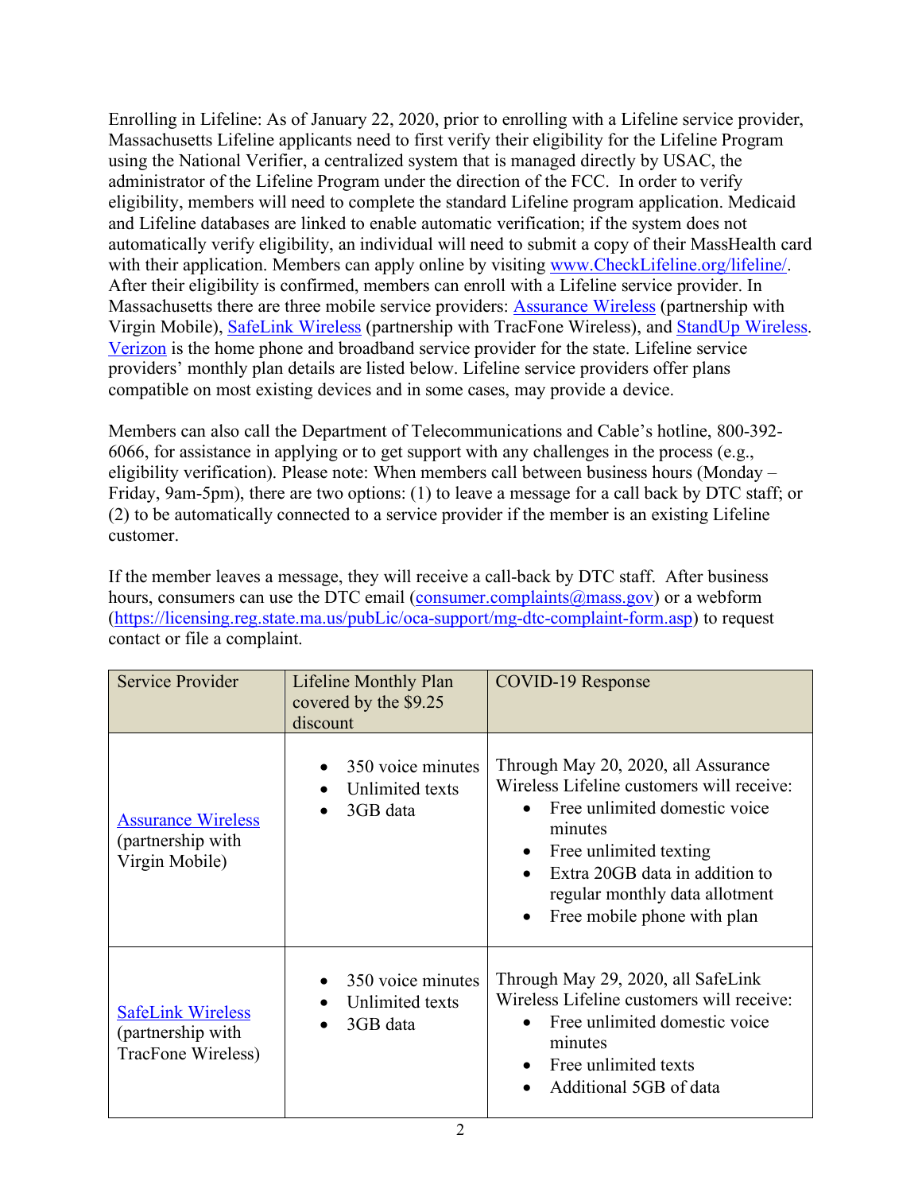Enrolling in Lifeline: As of January 22, 2020, prior to enrolling with a Lifeline service provider, Massachusetts Lifeline applicants need to first verify their eligibility for the Lifeline Program using the National Verifier, a centralized system that is managed directly by USAC, the administrator of the Lifeline Program under the direction of the FCC. In order to verify eligibility, members will need to complete the standard Lifeline program application. Medicaid and Lifeline databases are linked to enable automatic verification; if the system does not automatically verify eligibility, an individual will need to submit a copy of their MassHealth card with their application. Members can apply online by visiting [www.CheckLifeline.org/lifeline/](www.CheckLifeline.org/lifeline/). After their eligibility is confirmed, members can enroll with a Lifeline service provider. In Massachusetts there are three mobile service providers: Assurance Wireless (partnership with Virgin Mobile), SafeLink Wireless (partnership with TracFone Wireless), and StandUp Wireless. Verizon is the home phone and broadband service provider for the state. Lifeline service providers' monthly plan details are listed below. Lifeline service providers offer plans compatible on most existing devices and in some cases, may provide a device.

Members can also call the Department of Telecommunications and Cable's hotline, 800-392-6066, for assistance in applying or to get support with any challenges in the process (e.g., eligibility verification). Please note: When members call between business hours (Monday – Friday, 9am-5pm), there are two options: (1) to leave a message for a call back by DTC staff; or (2) to be automatically connected to a service provider if the member is an existing Lifeline customer.

If the member leaves a message, they will receive a call-back by DTC staff. After business hours, consumers can use the DTC email (consumer.complaints@mass.gov) or a webform (https://licensing.reg.state.ma.us/pubLic/oca-support/mg-dtc-complaint-form.asp) to request contact or file a complaint.

| Service Provider | Lifeline Monthly Plan covered by the $9.25 discount | COVID-19 Response |
|---|---|---|
| Assurance Wireless (partnership with Virgin Mobile) | • 350 voice minutes<br>• Unlimited texts<br>• 3GB data | Through May 20, 2020, all Assurance Wireless Lifeline customers will receive:<br>• Free unlimited domestic voice minutes<br>• Free unlimited texting<br>• Extra 20GB data in addition to regular monthly data allotment<br>• Free mobile phone with plan |
| SafeLink Wireless (partnership with TracFone Wireless) | • 350 voice minutes<br>• Unlimited texts<br>• 3GB data | Through May 29, 2020, all SafeLink Wireless Lifeline customers will receive:<br>• Free unlimited domestic voice minutes<br>• Free unlimited texts<br>• Additional 5GB of data |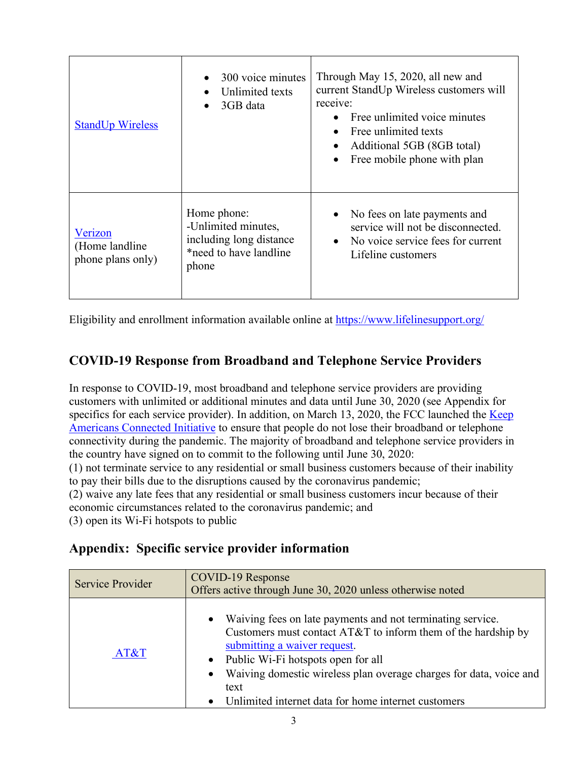| | | |
|---|---|---|
| [StandUp Wireless]() | • 300 voice minutes<br>• Unlimited texts<br>• 3GB data | Through May 15, 2020, all new and current StandUp Wireless customers will receive:<br>• Free unlimited voice minutes<br>• Free unlimited texts<br>• Additional 5GB (8GB total)<br>• Free mobile phone with plan |
| [Verizon]() (Home landline phone plans only) | Home phone:<br>-Unlimited minutes, including long distance<br>*need to have landline phone | • No fees on late payments and service will not be disconnected.<br>• No voice service fees for current Lifeline customers |

Eligibility and enrollment information available online at [https://www.lifelinesupport.org/](https://www.lifelinesupport.org/)

## COVID-19 Response from Broadband and Telephone Service Providers

In response to COVID-19, most broadband and telephone service providers are providing customers with unlimited or additional minutes and data until June 30, 2020 (see Appendix for specifics for each service provider). In addition, on March 13, 2020, the FCC launched the [Keep Americans Connected Initiative]() to ensure that people do not lose their broadband or telephone connectivity during the pandemic. The majority of broadband and telephone service providers in the country have signed on to commit to the following until June 30, 2020:
(1) not terminate service to any residential or small business customers because of their inability to pay their bills due to the disruptions caused by the coronavirus pandemic;
(2) waive any late fees that any residential or small business customers incur because of their economic circumstances related to the coronavirus pandemic; and
(3) open its Wi-Fi hotspots to public

## Appendix: Specific service provider information

| Service Provider | COVID-19 Response<br>Offers active through June 30, 2020 unless otherwise noted |
|---|---|
| [AT&T]() | • Waiving fees on late payments and not terminating service. Customers must contact AT&T to inform them of the hardship by [submitting a waiver request]().<br>• Public Wi-Fi hotspots open for all<br>• Waiving domestic wireless plan overage charges for data, voice and text<br>• Unlimited internet data for home internet customers |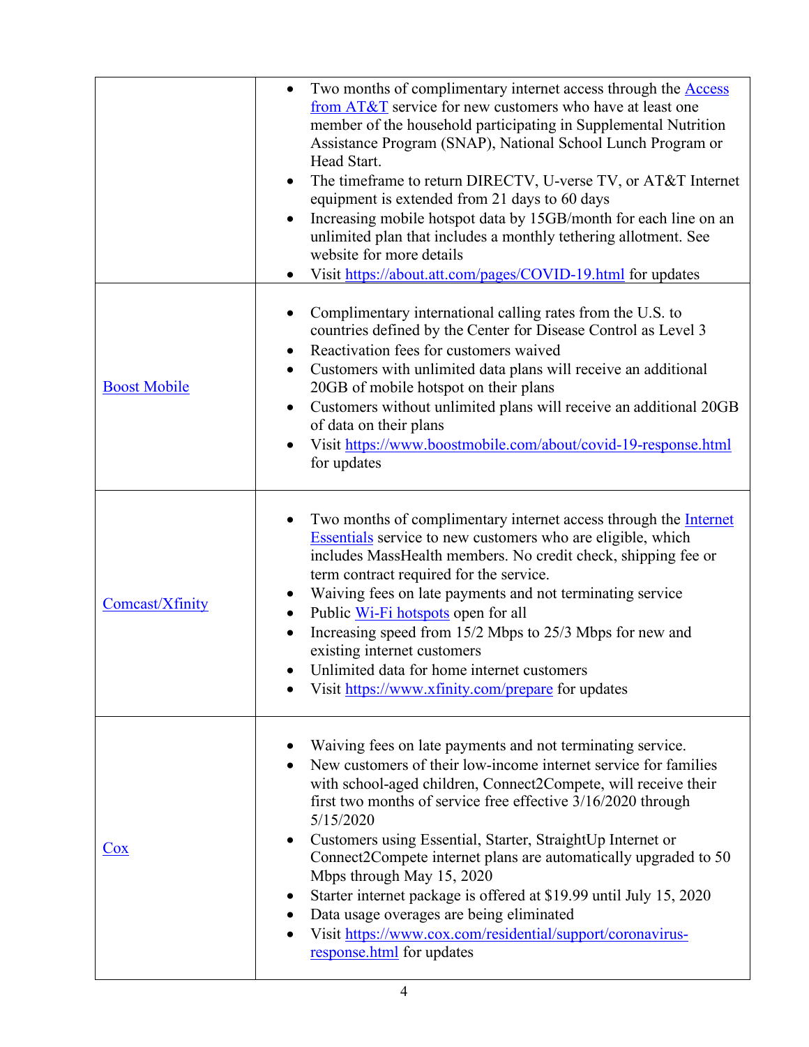| | |
|---|---|
| | • Two months of complimentary internet access through the [Access from AT&T] service for new customers who have at least one member of the household participating in Supplemental Nutrition Assistance Program (SNAP), National School Lunch Program or Head Start.<br>• The timeframe to return DIRECTV, U-verse TV, or AT&T Internet equipment is extended from 21 days to 60 days<br>• Increasing mobile hotspot data by 15GB/month for each line on an unlimited plan that includes a monthly tethering allotment. See website for more details<br>• Visit https://about.att.com/pages/COVID-19.html for updates |
| Boost Mobile | • Complimentary international calling rates from the U.S. to countries defined by the Center for Disease Control as Level 3<br>• Reactivation fees for customers waived<br>• Customers with unlimited data plans will receive an additional 20GB of mobile hotspot on their plans<br>• Customers without unlimited plans will receive an additional 20GB of data on their plans<br>• Visit https://www.boostmobile.com/about/covid-19-response.html for updates |
| Comcast/Xfinity | • Two months of complimentary internet access through the Internet Essentials service to new customers who are eligible, which includes MassHealth members. No credit check, shipping fee or term contract required for the service.<br>• Waiving fees on late payments and not terminating service<br>• Public Wi-Fi hotspots open for all<br>• Increasing speed from 15/2 Mbps to 25/3 Mbps for new and existing internet customers<br>• Unlimited data for home internet customers<br>• Visit https://www.xfinity.com/prepare for updates |
| Cox | • Waiving fees on late payments and not terminating service.<br>• New customers of their low-income internet service for families with school-aged children, Connect2Compete, will receive their first two months of service free effective 3/16/2020 through 5/15/2020<br>• Customers using Essential, Starter, StraightUp Internet or Connect2Compete internet plans are automatically upgraded to 50 Mbps through May 15, 2020<br>• Starter internet package is offered at $19.99 until July 15, 2020<br>• Data usage overages are being eliminated<br>• Visit https://www.cox.com/residential/support/coronavirus-response.html for updates |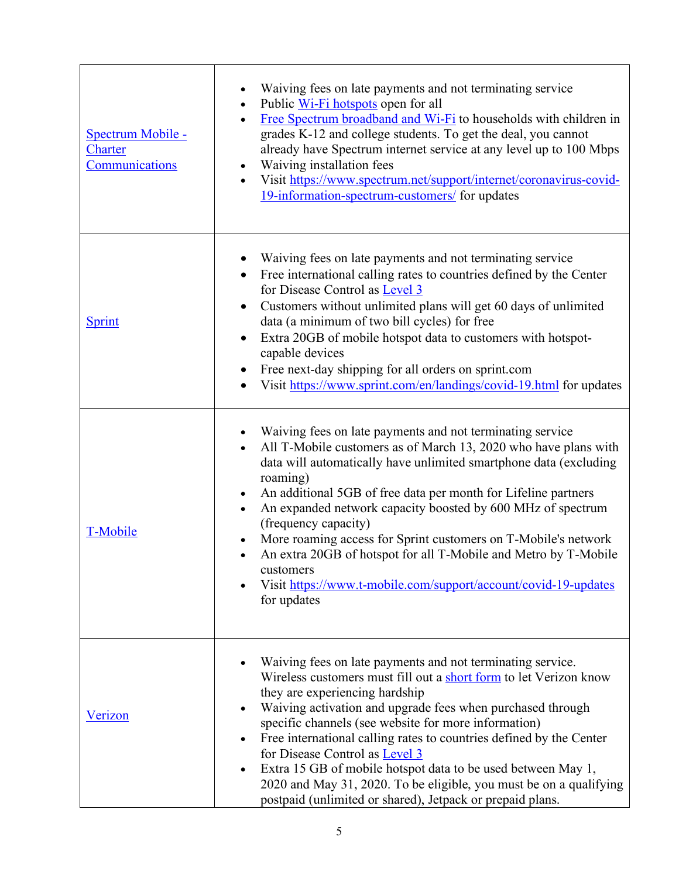| | |
|---|---|
| [Spectrum Mobile - Charter Communications]() | • Waiving fees on late payments and not terminating service<br>• Public [Wi-Fi hotspots]() open for all<br>• [Free Spectrum broadband and Wi-Fi]() to households with children in grades K-12 and college students. To get the deal, you cannot already have Spectrum internet service at any level up to 100 Mbps<br>• Waiving installation fees<br>• Visit https://www.spectrum.net/support/internet/coronavirus-covid-19-information-spectrum-customers/ for updates |
| [Sprint]() | • Waiving fees on late payments and not terminating service<br>• Free international calling rates to countries defined by the Center for Disease Control as [Level 3]()<br>• Customers without unlimited plans will get 60 days of unlimited data (a minimum of two bill cycles) for free<br>• Extra 20GB of mobile hotspot data to customers with hotspot-capable devices<br>• Free next-day shipping for all orders on sprint.com<br>• Visit https://www.sprint.com/en/landings/covid-19.html for updates |
| [T-Mobile]() | • Waiving fees on late payments and not terminating service<br>• All T-Mobile customers as of March 13, 2020 who have plans with data will automatically have unlimited smartphone data (excluding roaming)<br>• An additional 5GB of free data per month for Lifeline partners<br>• An expanded network capacity boosted by 600 MHz of spectrum (frequency capacity)<br>• More roaming access for Sprint customers on T-Mobile's network<br>• An extra 20GB of hotspot for all T-Mobile and Metro by T-Mobile customers<br>• Visit https://www.t-mobile.com/support/account/covid-19-updates for updates |
| [Verizon]() | • Waiving fees on late payments and not terminating service. Wireless customers must fill out a [short form]() to let Verizon know they are experiencing hardship<br>• Waiving activation and upgrade fees when purchased through specific channels (see website for more information)<br>• Free international calling rates to countries defined by the Center for Disease Control as [Level 3]()<br>• Extra 15 GB of mobile hotspot data to be used between May 1, 2020 and May 31, 2020. To be eligible, you must be on a qualifying postpaid (unlimited or shared), Jetpack or prepaid plans. |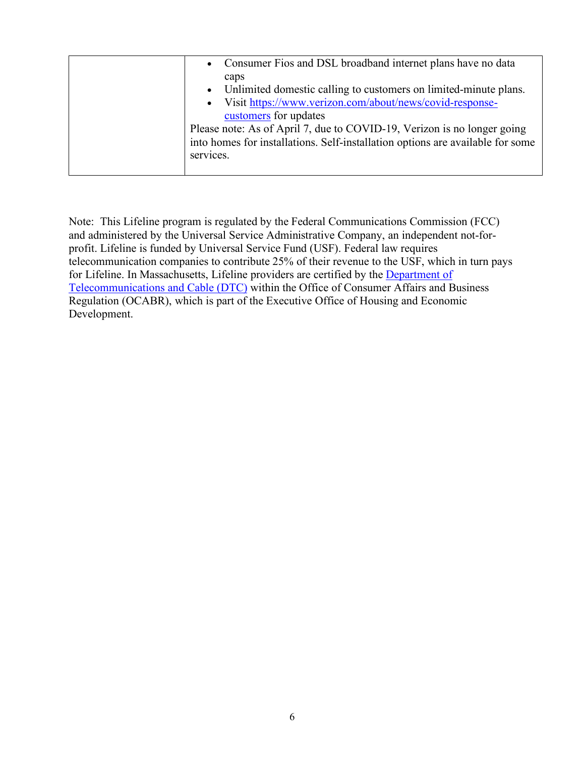| | |
|---|---|
| | • Consumer Fios and DSL broadband internet plans have no data caps<br>• Unlimited domestic calling to customers on limited-minute plans.<br>• Visit [https://www.verizon.com/about/news/covid-response-customers](https://www.verizon.com/about/news/covid-response-customers) for updates<br>Please note: As of April 7, due to COVID-19, Verizon is no longer going into homes for installations. Self-installation options are available for some services. |

Note: This Lifeline program is regulated by the Federal Communications Commission (FCC) and administered by the Universal Service Administrative Company, an independent not-for-profit. Lifeline is funded by Universal Service Fund (USF). Federal law requires telecommunication companies to contribute 25% of their revenue to the USF, which in turn pays for Lifeline. In Massachusetts, Lifeline providers are certified by the [Department of Telecommunications and Cable (DTC)]() within the Office of Consumer Affairs and Business Regulation (OCABR), which is part of the Executive Office of Housing and Economic Development.